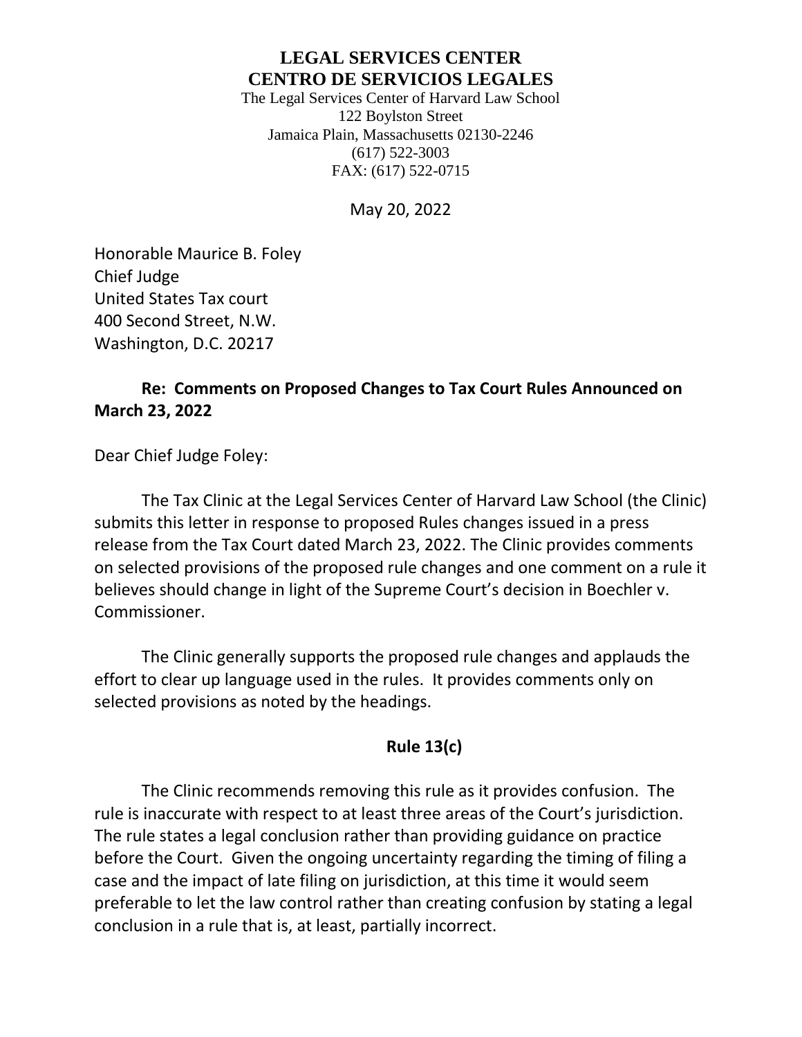**LEGAL SERVICES CENTER**
**CENTRO DE SERVICIOS LEGALES**

The Legal Services Center of Harvard Law School
122 Boylston Street
Jamaica Plain, Massachusetts 02130-2246
(617) 522-3003
FAX: (617) 522-0715

May 20, 2022

Honorable Maurice B. Foley
Chief Judge
United States Tax court
400 Second Street, N.W.
Washington, D.C. 20217

**Re: Comments on Proposed Changes to Tax Court Rules Announced on March 23, 2022**

Dear Chief Judge Foley:

The Tax Clinic at the Legal Services Center of Harvard Law School (the Clinic) submits this letter in response to proposed Rules changes issued in a press release from the Tax Court dated March 23, 2022. The Clinic provides comments on selected provisions of the proposed rule changes and one comment on a rule it believes should change in light of the Supreme Court's decision in Boechler v. Commissioner.

The Clinic generally supports the proposed rule changes and applauds the effort to clear up language used in the rules. It provides comments only on selected provisions as noted by the headings.

**Rule 13(c)**

The Clinic recommends removing this rule as it provides confusion. The rule is inaccurate with respect to at least three areas of the Court's jurisdiction. The rule states a legal conclusion rather than providing guidance on practice before the Court. Given the ongoing uncertainty regarding the timing of filing a case and the impact of late filing on jurisdiction, at this time it would seem preferable to let the law control rather than creating confusion by stating a legal conclusion in a rule that is, at least, partially incorrect.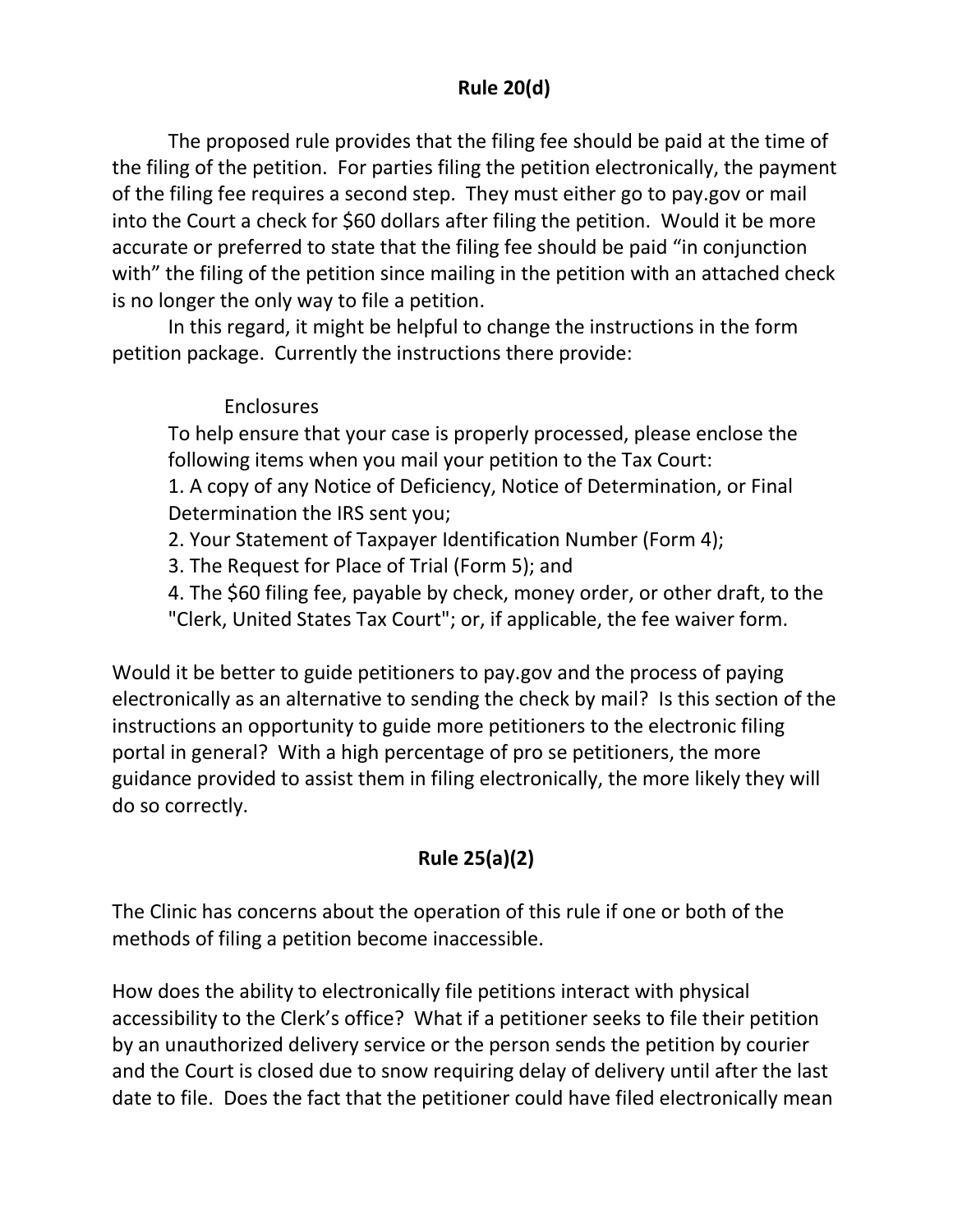## Rule 20(d)

The proposed rule provides that the filing fee should be paid at the time of the filing of the petition. For parties filing the petition electronically, the payment of the filing fee requires a second step. They must either go to pay.gov or mail into the Court a check for $60 dollars after filing the petition. Would it be more accurate or preferred to state that the filing fee should be paid "in conjunction with" the filing of the petition since mailing in the petition with an attached check is no longer the only way to file a petition.

In this regard, it might be helpful to change the instructions in the form petition package. Currently the instructions there provide:

> Enclosures
>
> To help ensure that your case is properly processed, please enclose the following items when you mail your petition to the Tax Court:
>
> 1. A copy of any Notice of Deficiency, Notice of Determination, or Final Determination the IRS sent you;
> 2. Your Statement of Taxpayer Identification Number (Form 4);
> 3. The Request for Place of Trial (Form 5); and
> 4. The $60 filing fee, payable by check, money order, or other draft, to the "Clerk, United States Tax Court"; or, if applicable, the fee waiver form.

Would it be better to guide petitioners to pay.gov and the process of paying electronically as an alternative to sending the check by mail? Is this section of the instructions an opportunity to guide more petitioners to the electronic filing portal in general? With a high percentage of pro se petitioners, the more guidance provided to assist them in filing electronically, the more likely they will do so correctly.

## Rule 25(a)(2)

The Clinic has concerns about the operation of this rule if one or both of the methods of filing a petition become inaccessible.

How does the ability to electronically file petitions interact with physical accessibility to the Clerk's office? What if a petitioner seeks to file their petition by an unauthorized delivery service or the person sends the petition by courier and the Court is closed due to snow requiring delay of delivery until after the last date to file. Does the fact that the petitioner could have filed electronically mean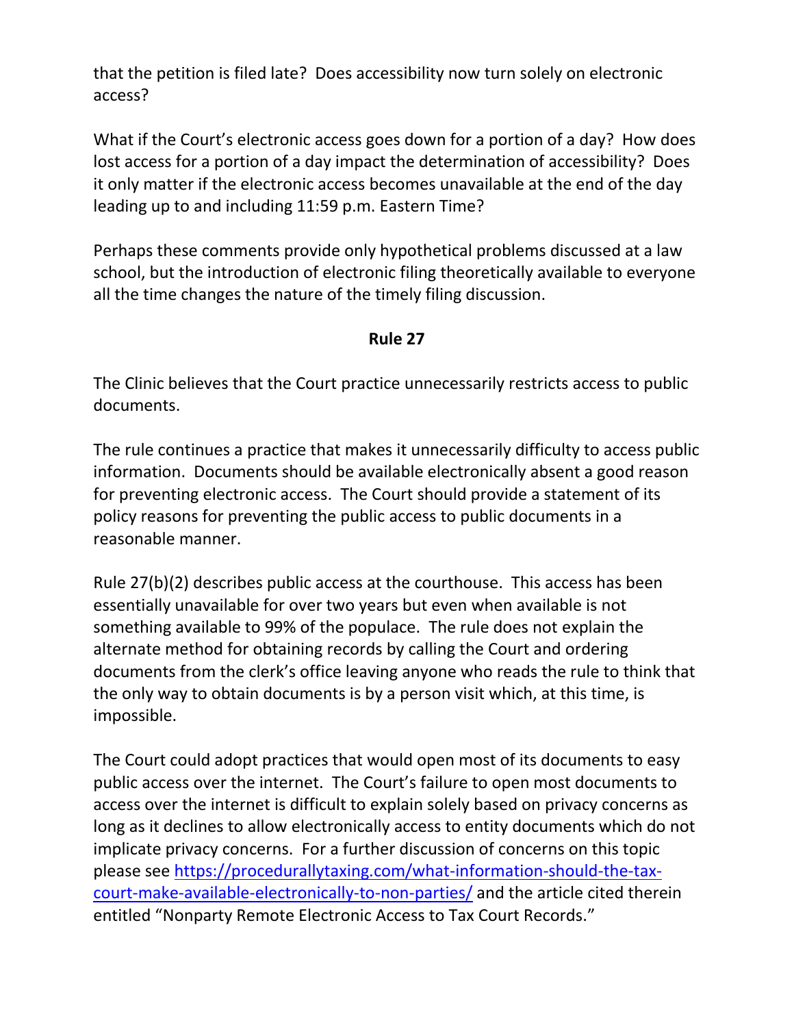that the petition is filed late? Does accessibility now turn solely on electronic access?

What if the Court's electronic access goes down for a portion of a day? How does lost access for a portion of a day impact the determination of accessibility? Does it only matter if the electronic access becomes unavailable at the end of the day leading up to and including 11:59 p.m. Eastern Time?

Perhaps these comments provide only hypothetical problems discussed at a law school, but the introduction of electronic filing theoretically available to everyone all the time changes the nature of the timely filing discussion.

**Rule 27**

The Clinic believes that the Court practice unnecessarily restricts access to public documents.

The rule continues a practice that makes it unnecessarily difficulty to access public information. Documents should be available electronically absent a good reason for preventing electronic access. The Court should provide a statement of its policy reasons for preventing the public access to public documents in a reasonable manner.

Rule 27(b)(2) describes public access at the courthouse. This access has been essentially unavailable for over two years but even when available is not something available to 99% of the populace. The rule does not explain the alternate method for obtaining records by calling the Court and ordering documents from the clerk's office leaving anyone who reads the rule to think that the only way to obtain documents is by a person visit which, at this time, is impossible.

The Court could adopt practices that would open most of its documents to easy public access over the internet. The Court's failure to open most documents to access over the internet is difficult to explain solely based on privacy concerns as long as it declines to allow electronically access to entity documents which do not implicate privacy concerns. For a further discussion of concerns on this topic please see [https://procedurallytaxing.com/what-information-should-the-tax-court-make-available-electronically-to-non-parties/](https://procedurallytaxing.com/what-information-should-the-tax-court-make-available-electronically-to-non-parties/) and the article cited therein entitled "Nonparty Remote Electronic Access to Tax Court Records."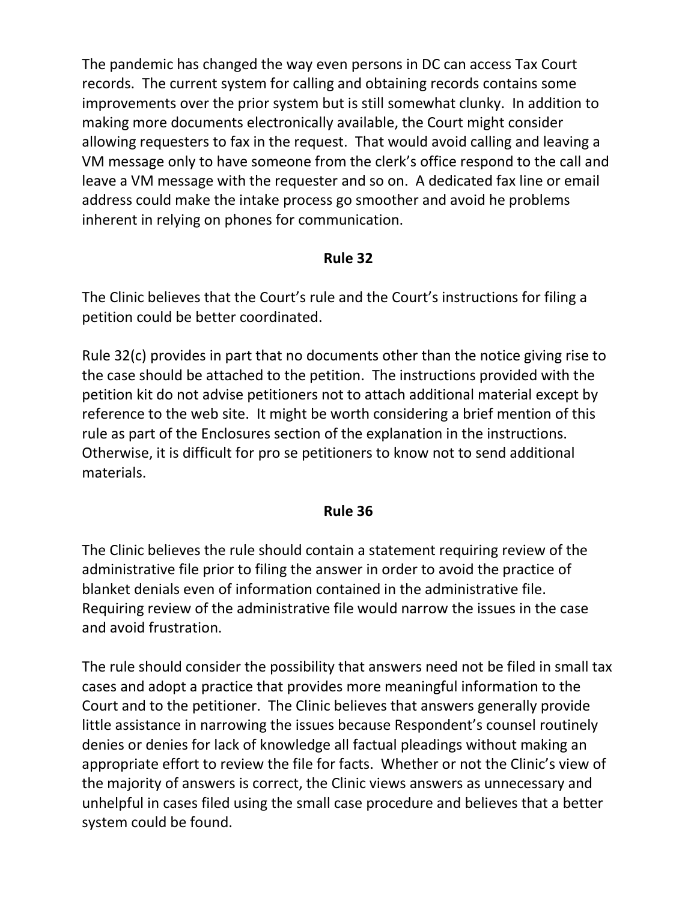The pandemic has changed the way even persons in DC can access Tax Court records. The current system for calling and obtaining records contains some improvements over the prior system but is still somewhat clunky. In addition to making more documents electronically available, the Court might consider allowing requesters to fax in the request. That would avoid calling and leaving a VM message only to have someone from the clerk's office respond to the call and leave a VM message with the requester and so on. A dedicated fax line or email address could make the intake process go smoother and avoid he problems inherent in relying on phones for communication.

**Rule 32**

The Clinic believes that the Court's rule and the Court's instructions for filing a petition could be better coordinated.

Rule 32(c) provides in part that no documents other than the notice giving rise to the case should be attached to the petition. The instructions provided with the petition kit do not advise petitioners not to attach additional material except by reference to the web site. It might be worth considering a brief mention of this rule as part of the Enclosures section of the explanation in the instructions. Otherwise, it is difficult for pro se petitioners to know not to send additional materials.

**Rule 36**

The Clinic believes the rule should contain a statement requiring review of the administrative file prior to filing the answer in order to avoid the practice of blanket denials even of information contained in the administrative file. Requiring review of the administrative file would narrow the issues in the case and avoid frustration.

The rule should consider the possibility that answers need not be filed in small tax cases and adopt a practice that provides more meaningful information to the Court and to the petitioner. The Clinic believes that answers generally provide little assistance in narrowing the issues because Respondent's counsel routinely denies or denies for lack of knowledge all factual pleadings without making an appropriate effort to review the file for facts. Whether or not the Clinic's view of the majority of answers is correct, the Clinic views answers as unnecessary and unhelpful in cases filed using the small case procedure and believes that a better system could be found.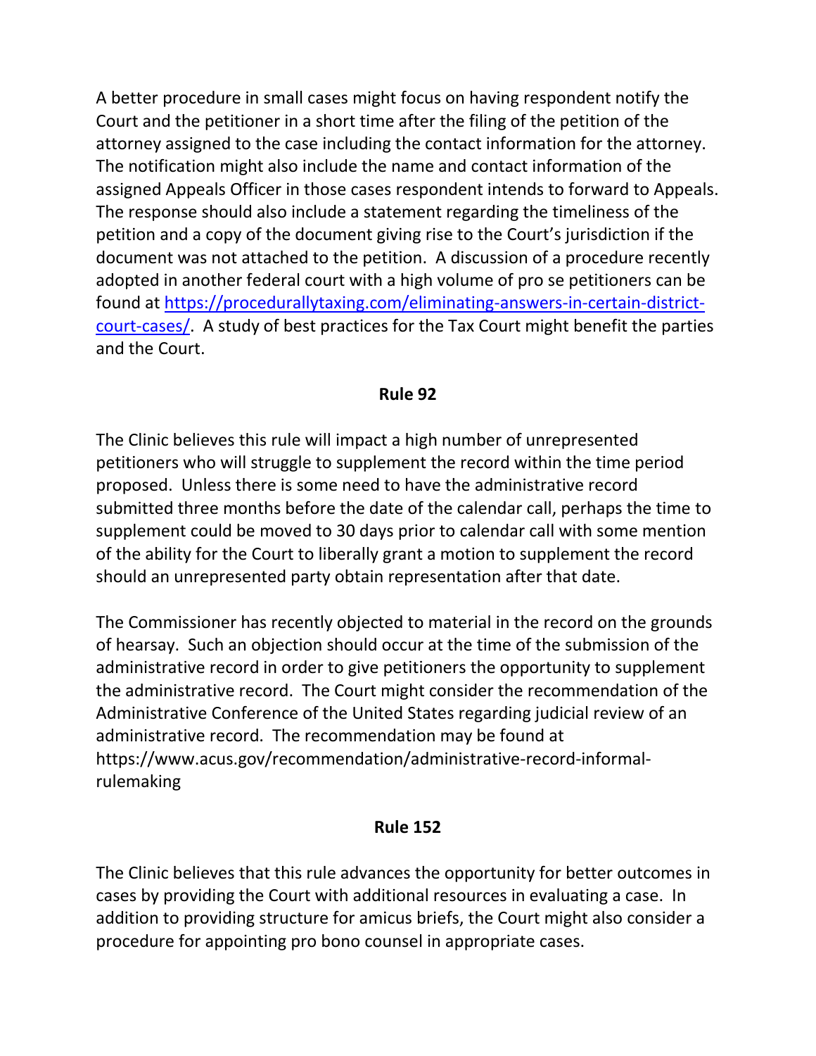A better procedure in small cases might focus on having respondent notify the Court and the petitioner in a short time after the filing of the petition of the attorney assigned to the case including the contact information for the attorney. The notification might also include the name and contact information of the assigned Appeals Officer in those cases respondent intends to forward to Appeals. The response should also include a statement regarding the timeliness of the petition and a copy of the document giving rise to the Court's jurisdiction if the document was not attached to the petition. A discussion of a procedure recently adopted in another federal court with a high volume of pro se petitioners can be found at [https://procedurallytaxing.com/eliminating-answers-in-certain-district-court-cases/](https://procedurallytaxing.com/eliminating-answers-in-certain-district-court-cases/). A study of best practices for the Tax Court might benefit the parties and the Court.

## Rule 92

The Clinic believes this rule will impact a high number of unrepresented petitioners who will struggle to supplement the record within the time period proposed. Unless there is some need to have the administrative record submitted three months before the date of the calendar call, perhaps the time to supplement could be moved to 30 days prior to calendar call with some mention of the ability for the Court to liberally grant a motion to supplement the record should an unrepresented party obtain representation after that date.

The Commissioner has recently objected to material in the record on the grounds of hearsay. Such an objection should occur at the time of the submission of the administrative record in order to give petitioners the opportunity to supplement the administrative record. The Court might consider the recommendation of the Administrative Conference of the United States regarding judicial review of an administrative record. The recommendation may be found at https://www.acus.gov/recommendation/administrative-record-informal-rulemaking

## Rule 152

The Clinic believes that this rule advances the opportunity for better outcomes in cases by providing the Court with additional resources in evaluating a case. In addition to providing structure for amicus briefs, the Court might also consider a procedure for appointing pro bono counsel in appropriate cases.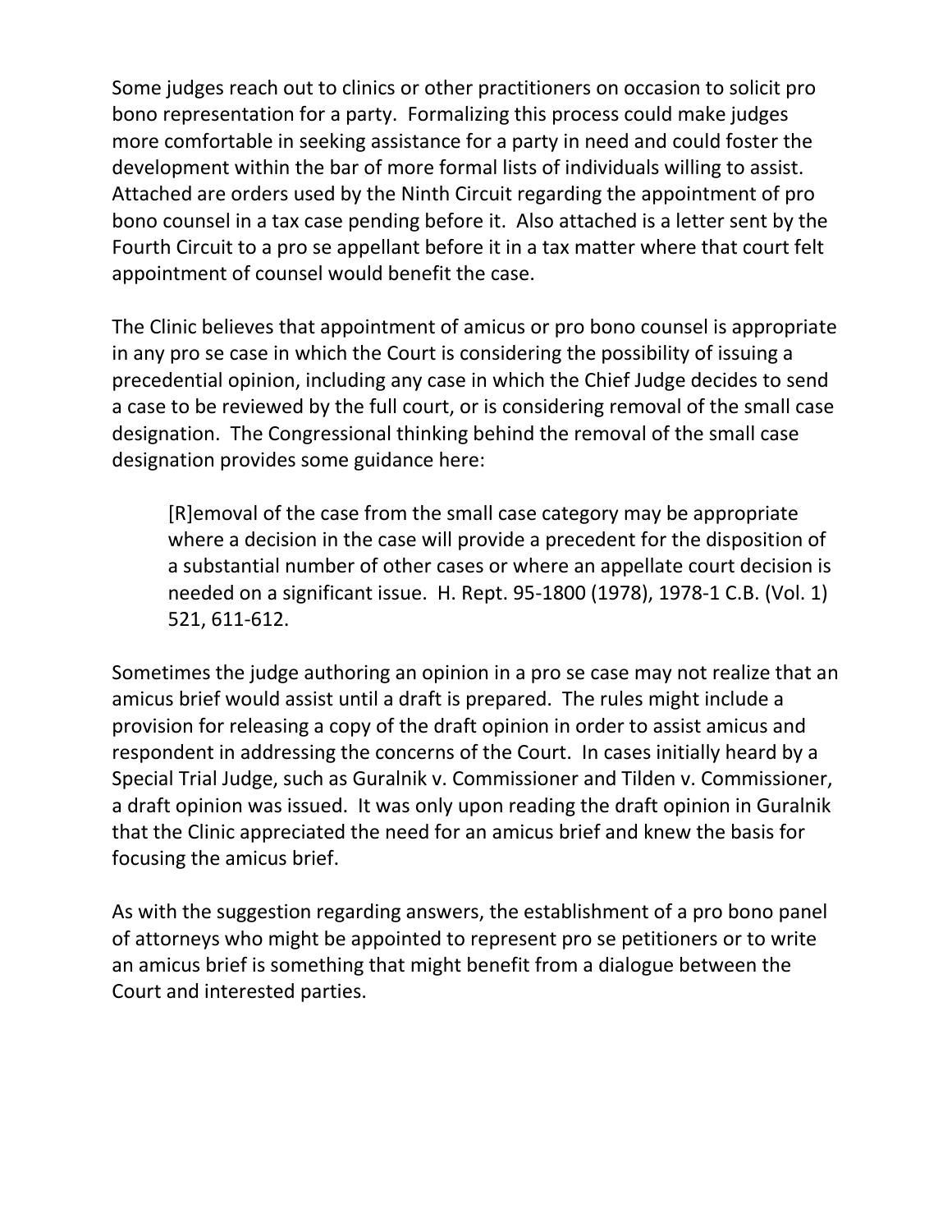Some judges reach out to clinics or other practitioners on occasion to solicit pro bono representation for a party. Formalizing this process could make judges more comfortable in seeking assistance for a party in need and could foster the development within the bar of more formal lists of individuals willing to assist. Attached are orders used by the Ninth Circuit regarding the appointment of pro bono counsel in a tax case pending before it. Also attached is a letter sent by the Fourth Circuit to a pro se appellant before it in a tax matter where that court felt appointment of counsel would benefit the case.

The Clinic believes that appointment of amicus or pro bono counsel is appropriate in any pro se case in which the Court is considering the possibility of issuing a precedential opinion, including any case in which the Chief Judge decides to send a case to be reviewed by the full court, or is considering removal of the small case designation. The Congressional thinking behind the removal of the small case designation provides some guidance here:

> [R]emoval of the case from the small case category may be appropriate where a decision in the case will provide a precedent for the disposition of a substantial number of other cases or where an appellate court decision is needed on a significant issue. H. Rept. 95-1800 (1978), 1978-1 C.B. (Vol. 1) 521, 611-612.

Sometimes the judge authoring an opinion in a pro se case may not realize that an amicus brief would assist until a draft is prepared. The rules might include a provision for releasing a copy of the draft opinion in order to assist amicus and respondent in addressing the concerns of the Court. In cases initially heard by a Special Trial Judge, such as Guralnik v. Commissioner and Tilden v. Commissioner, a draft opinion was issued. It was only upon reading the draft opinion in Guralnik that the Clinic appreciated the need for an amicus brief and knew the basis for focusing the amicus brief.

As with the suggestion regarding answers, the establishment of a pro bono panel of attorneys who might be appointed to represent pro se petitioners or to write an amicus brief is something that might benefit from a dialogue between the Court and interested parties.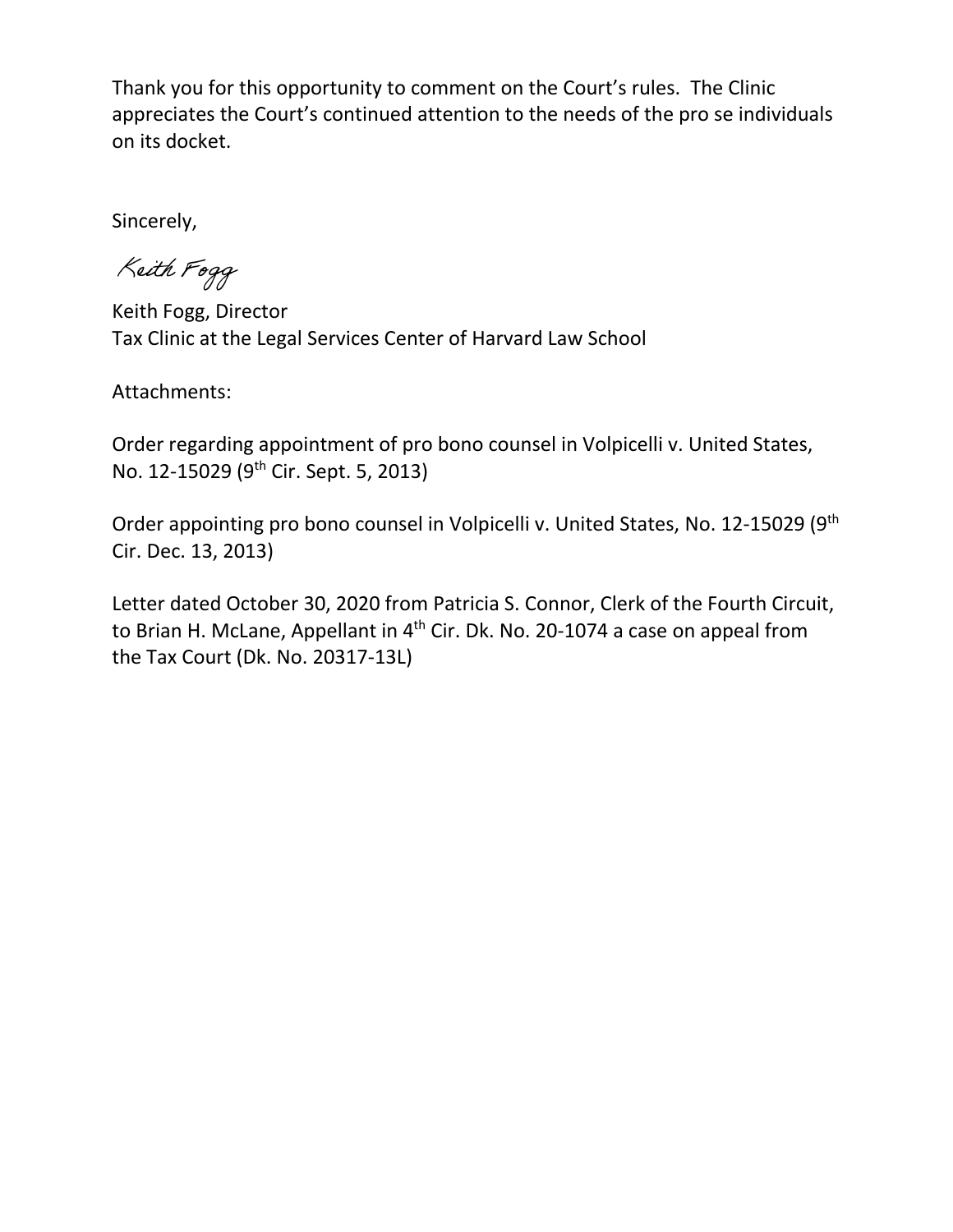Thank you for this opportunity to comment on the Court's rules. The Clinic appreciates the Court's continued attention to the needs of the pro se individuals on its docket.

Sincerely,

*Keith Fogg*

Keith Fogg, Director
Tax Clinic at the Legal Services Center of Harvard Law School

Attachments:

Order regarding appointment of pro bono counsel in Volpicelli v. United States, No. 12-15029 (9th Cir. Sept. 5, 2013)

Order appointing pro bono counsel in Volpicelli v. United States, No. 12-15029 (9th Cir. Dec. 13, 2013)

Letter dated October 30, 2020 from Patricia S. Connor, Clerk of the Fourth Circuit, to Brian H. McLane, Appellant in 4th Cir. Dk. No. 20-1074 a case on appeal from the Tax Court (Dk. No. 20317-13L)